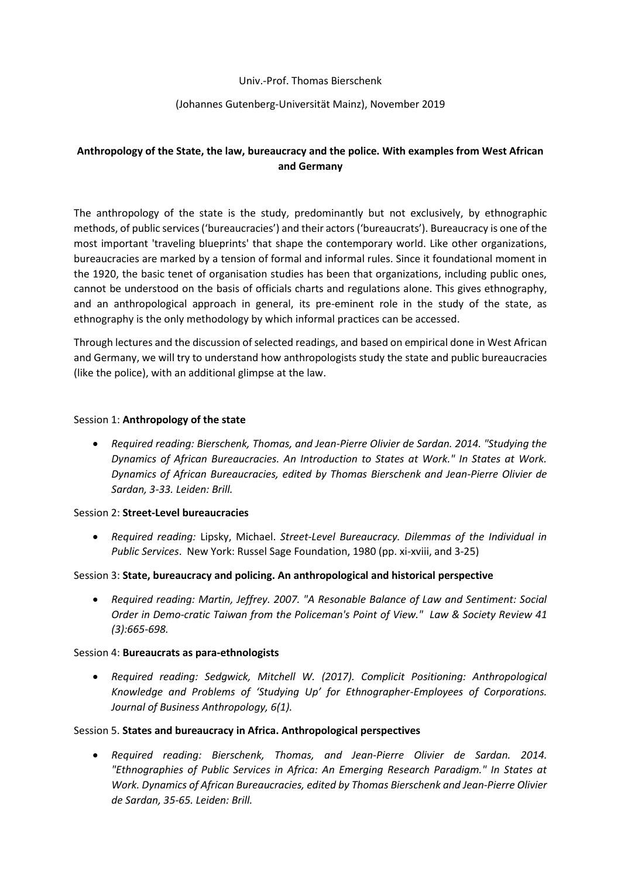Univ.-Prof. Thomas Bierschenk

(Johannes Gutenberg-Universität Mainz), November 2019

**Anthropology of the State, the law, bureaucracy and the police. With examples from West African and Germany**

The anthropology of the state is the study, predominantly but not exclusively, by ethnographic methods, of public services ('bureaucracies') and their actors ('bureaucrats'). Bureaucracy is one of the most important 'traveling blueprints' that shape the contemporary world. Like other organizations, bureaucracies are marked by a tension of formal and informal rules. Since it foundational moment in the 1920, the basic tenet of organisation studies has been that organizations, including public ones, cannot be understood on the basis of officials charts and regulations alone. This gives ethnography, and an anthropological approach in general, its pre-eminent role in the study of the state, as ethnography is the only methodology by which informal practices can be accessed.

Through lectures and the discussion of selected readings, and based on empirical done in West African and Germany, we will try to understand how anthropologists study the state and public bureaucracies (like the police), with an additional glimpse at the law.

Session 1: **Anthropology of the state**

- *Required reading: Bierschenk, Thomas, and Jean-Pierre Olivier de Sardan. 2014. "Studying the Dynamics of African Bureaucracies. An Introduction to States at Work." In States at Work. Dynamics of African Bureaucracies, edited by Thomas Bierschenk and Jean-Pierre Olivier de Sardan, 3-33. Leiden: Brill.*

Session 2: **Street-Level bureaucracies**

- *Required reading:* Lipsky, Michael. *Street-Level Bureaucracy. Dilemmas of the Individual in Public Services*. New York: Russel Sage Foundation, 1980 (pp. xi-xviii, and 3-25)

Session 3: **State, bureaucracy and policing. An anthropological and historical perspective**

- *Required reading: Martin, Jeffrey. 2007. "A Resonable Balance of Law and Sentiment: Social Order in Demo-cratic Taiwan from the Policeman's Point of View." Law & Society Review 41 (3):665-698.*

Session 4: **Bureaucrats as para-ethnologists**

- *Required reading: Sedgwick, Mitchell W. (2017). Complicit Positioning: Anthropological Knowledge and Problems of 'Studying Up' for Ethnographer-Employees of Corporations. Journal of Business Anthropology, 6(1).*

Session 5. **States and bureaucracy in Africa. Anthropological perspectives**

- *Required reading: Bierschenk, Thomas, and Jean-Pierre Olivier de Sardan. 2014. "Ethnographies of Public Services in Africa: An Emerging Research Paradigm." In States at Work. Dynamics of African Bureaucracies, edited by Thomas Bierschenk and Jean-Pierre Olivier de Sardan, 35-65. Leiden: Brill.*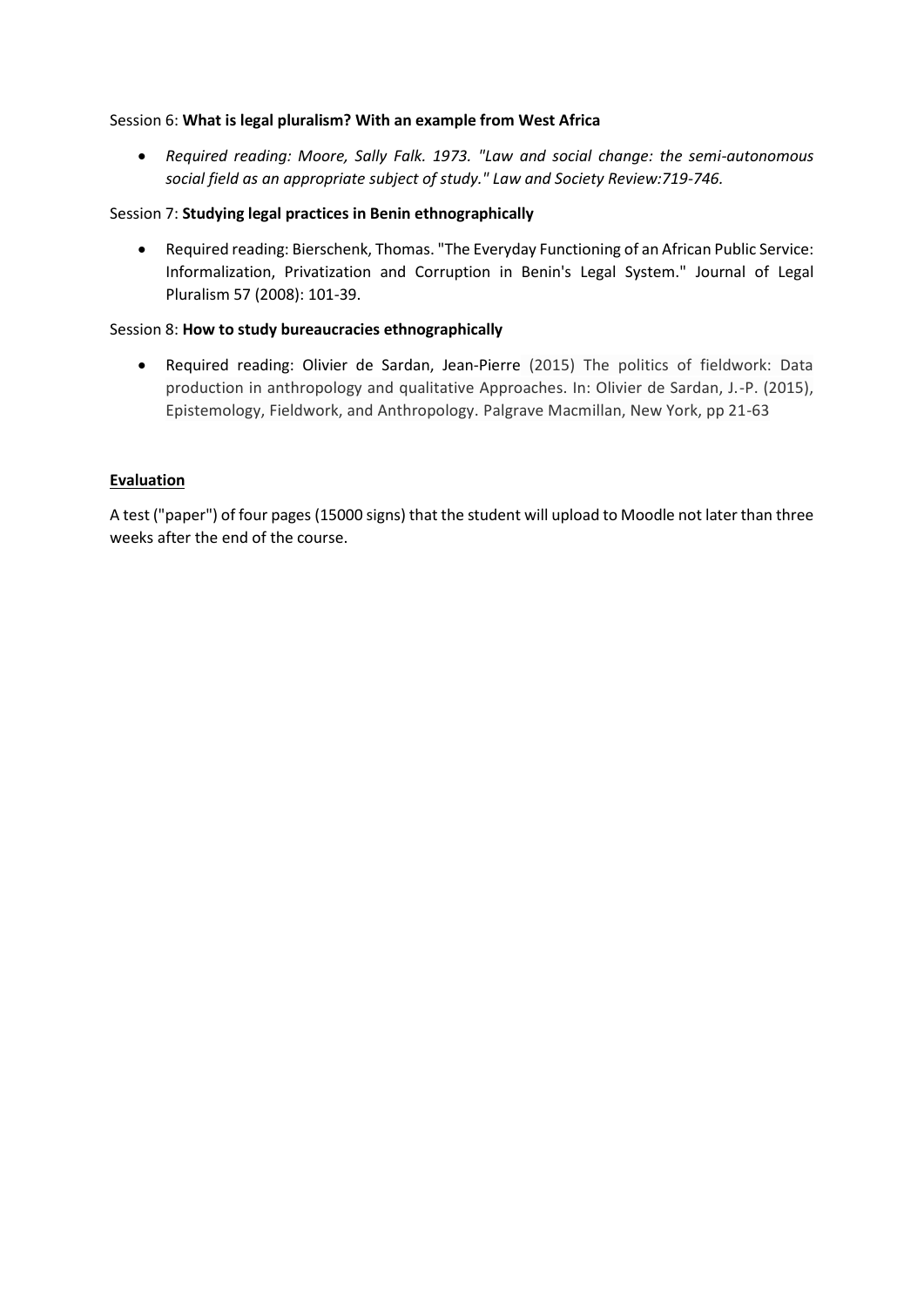Session 6: **What is legal pluralism? With an example from West Africa**

- *Required reading: Moore, Sally Falk. 1973. "Law and social change: the semi-autonomous social field as an appropriate subject of study." Law and Society Review:719-746.*

Session 7: **Studying legal practices in Benin ethnographically**

- Required reading: Bierschenk, Thomas. "The Everyday Functioning of an African Public Service: Informalization, Privatization and Corruption in Benin's Legal System." Journal of Legal Pluralism 57 (2008): 101-39.

Session 8: **How to study bureaucracies ethnographically**

- Required reading: Olivier de Sardan, Jean-Pierre (2015) The politics of fieldwork: Data production in anthropology and qualitative Approaches. In: Olivier de Sardan, J.-P. (2015), Epistemology, Fieldwork, and Anthropology. Palgrave Macmillan, New York, pp 21-63

**<u>Evaluation</u>**

A test ("paper") of four pages (15000 signs) that the student will upload to Moodle not later than three weeks after the end of the course.